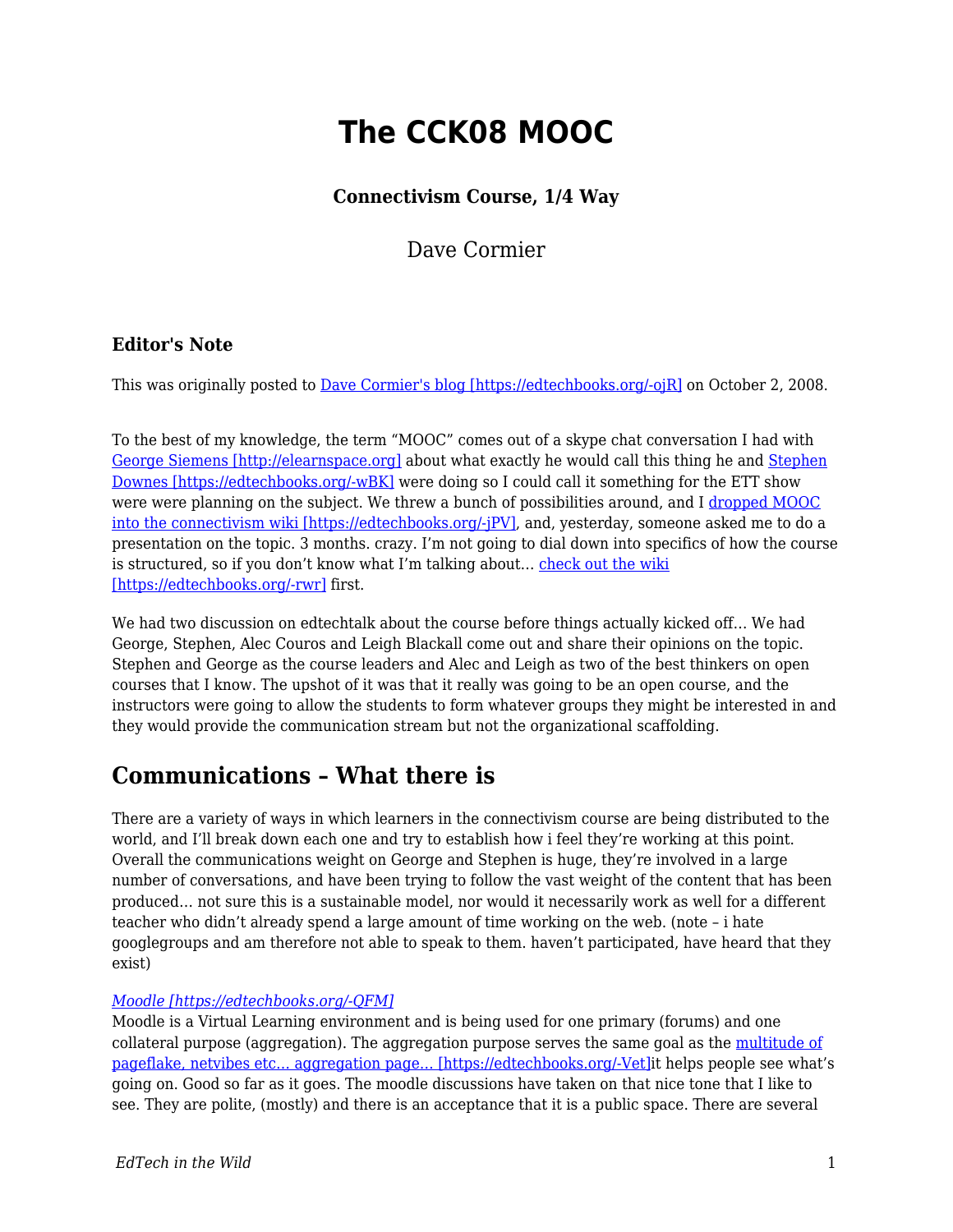# The CCK08 MOOC

### Connectivism Course, 1/4 Way

Dave Cormier

### Editor's Note

This was originally posted to [Dave Cormier's blog [https://edtechbooks.org/-ojR]](https://edtechbooks.org/-ojR) on October 2, 2008.

To the best of my knowledge, the term "MOOC" comes out of a skype chat conversation I had with [George Siemens [http://elearnspace.org]](http://elearnspace.org) about what exactly he would call this thing he and [Stephen Downes [https://edtechbooks.org/-wBK]](https://edtechbooks.org/-wBK) were doing so I could call it something for the ETT show were were planning on the subject. We threw a bunch of possibilities around, and I [dropped MOOC into the connectivism wiki [https://edtechbooks.org/-jPV]](https://edtechbooks.org/-jPV), and, yesterday, someone asked me to do a presentation on the topic. 3 months. crazy. I'm not going to dial down into specifics of how the course is structured, so if you don't know what I'm talking about… [check out the wiki [https://edtechbooks.org/-rwr]](https://edtechbooks.org/-rwr) first.

We had two discussion on edtechtalk about the course before things actually kicked off… We had George, Stephen, Alec Couros and Leigh Blackall come out and share their opinions on the topic. Stephen and George as the course leaders and Alec and Leigh as two of the best thinkers on open courses that I know. The upshot of it was that it really was going to be an open course, and the instructors were going to allow the students to form whatever groups they might be interested in and they would provide the communication stream but not the organizational scaffolding.

## Communications – What there is

There are a variety of ways in which learners in the connectivism course are being distributed to the world, and I'll break down each one and try to establish how i feel they're working at this point. Overall the communications weight on George and Stephen is huge, they're involved in a large number of conversations, and have been trying to follow the vast weight of the content that has been produced… not sure this is a sustainable model, nor would it necessarily work as well for a different teacher who didn't already spend a large amount of time working on the web. (note – i hate googlegroups and am therefore not able to speak to them. haven't participated, have heard that they exist)

*[Moodle [https://edtechbooks.org/-QFM]](https://edtechbooks.org/-QFM)*
Moodle is a Virtual Learning environment and is being used for one primary (forums) and one collateral purpose (aggregation). The aggregation purpose serves the same goal as the [multitude of pageflake, netvibes etc… aggregation page… [https://edtechbooks.org/-Vet]](https://edtechbooks.org/-Vet)it helps people see what's going on. Good so far as it goes. The moodle discussions have taken on that nice tone that I like to see. They are polite, (mostly) and there is an acceptance that it is a public space. There are several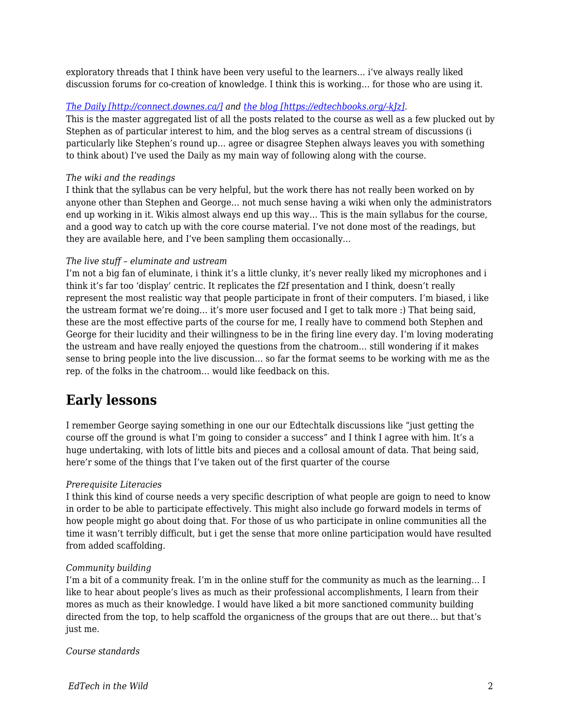exploratory threads that I think have been very useful to the learners… i've always really liked discussion forums for co-creation of knowledge. I think this is working… for those who are using it.

*[The Daily [http://connect.downes.ca/]](http://connect.downes.ca/) and [the blog [https://edtechbooks.org/-kJz]](https://edtechbooks.org/-kJz).*
This is the master aggregated list of all the posts related to the course as well as a few plucked out by Stephen as of particular interest to him, and the blog serves as a central stream of discussions (i particularly like Stephen's round up… agree or disagree Stephen always leaves you with something to think about) I've used the Daily as my main way of following along with the course.

*The wiki and the readings*
I think that the syllabus can be very helpful, but the work there has not really been worked on by anyone other than Stephen and George… not much sense having a wiki when only the administrators end up working in it. Wikis almost always end up this way… This is the main syllabus for the course, and a good way to catch up with the core course material. I've not done most of the readings, but they are available here, and I've been sampling them occasionally…

*The live stuff – eluminate and ustream*
I'm not a big fan of eluminate, i think it's a little clunky, it's never really liked my microphones and i think it's far too 'display' centric. It replicates the f2f presentation and I think, doesn't really represent the most realistic way that people participate in front of their computers. I'm biased, i like the ustream format we're doing… it's more user focused and I get to talk more :) That being said, these are the most effective parts of the course for me, I really have to commend both Stephen and George for their lucidity and their willingness to be in the firing line every day. I'm loving moderating the ustream and have really enjoyed the questions from the chatroom… still wondering if it makes sense to bring people into the live discussion… so far the format seems to be working with me as the rep. of the folks in the chatroom… would like feedback on this.

## Early lessons

I remember George saying something in one our our Edtechtalk discussions like "just getting the course off the ground is what I'm going to consider a success" and I think I agree with him. It's a huge undertaking, with lots of little bits and pieces and a collosal amount of data. That being said, here'r some of the things that I've taken out of the first quarter of the course

*Prerequisite Literacies*
I think this kind of course needs a very specific description of what people are goign to need to know in order to be able to participate effectively. This might also include go forward models in terms of how people might go about doing that. For those of us who participate in online communities all the time it wasn't terribly difficult, but i get the sense that more online participation would have resulted from added scaffolding.

*Community building*
I'm a bit of a community freak. I'm in the online stuff for the community as much as the learning… I like to hear about people's lives as much as their professional accomplishments, I learn from their mores as much as their knowledge. I would have liked a bit more sanctioned community building directed from the top, to help scaffold the organicness of the groups that are out there… but that's just me.

*Course standards*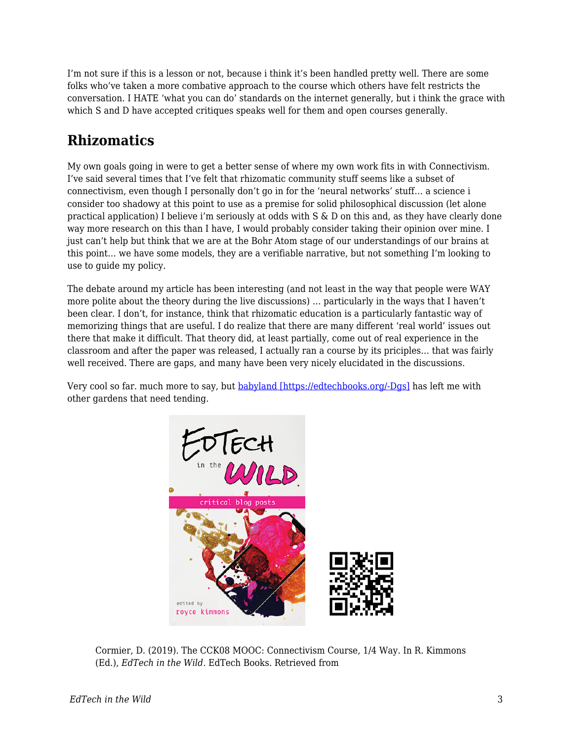I'm not sure if this is a lesson or not, because i think it's been handled pretty well. There are some folks who've taken a more combative approach to the course which others have felt restricts the conversation. I HATE 'what you can do' standards on the internet generally, but i think the grace with which S and D have accepted critiques speaks well for them and open courses generally.

## Rhizomatics

My own goals going in were to get a better sense of where my own work fits in with Connectivism. I've said several times that I've felt that rhizomatic community stuff seems like a subset of connectivism, even though I personally don't go in for the 'neural networks' stuff… a science i consider too shadowy at this point to use as a premise for solid philosophical discussion (let alone practical application) I believe i'm seriously at odds with S & D on this and, as they have clearly done way more research on this than I have, I would probably consider taking their opinion over mine. I just can't help but think that we are at the Bohr Atom stage of our understandings of our brains at this point… we have some models, they are a verifiable narrative, but not something I'm looking to use to guide my policy.

The debate around my article has been interesting (and not least in the way that people were WAY more polite about the theory during the live discussions) … particularly in the ways that I haven't been clear. I don't, for instance, think that rhizomatic education is a particularly fantastic way of memorizing things that are useful. I do realize that there are many different 'real world' issues out there that make it difficult. That theory did, at least partially, come out of real experience in the classroom and after the paper was released, I actually ran a course by its priciples… that was fairly well received. There are gaps, and many have been very nicely elucidated in the discussions.

Very cool so far. much more to say, but [babyland [https://edtechbooks.org/-Dgs]](https://edtechbooks.org/-Dgs) has left me with other gardens that need tending.

Cormier, D. (2019). The CCK08 MOOC: Connectivism Course, 1/4 Way. In R. Kimmons (Ed.), *EdTech in the Wild*. EdTech Books. Retrieved from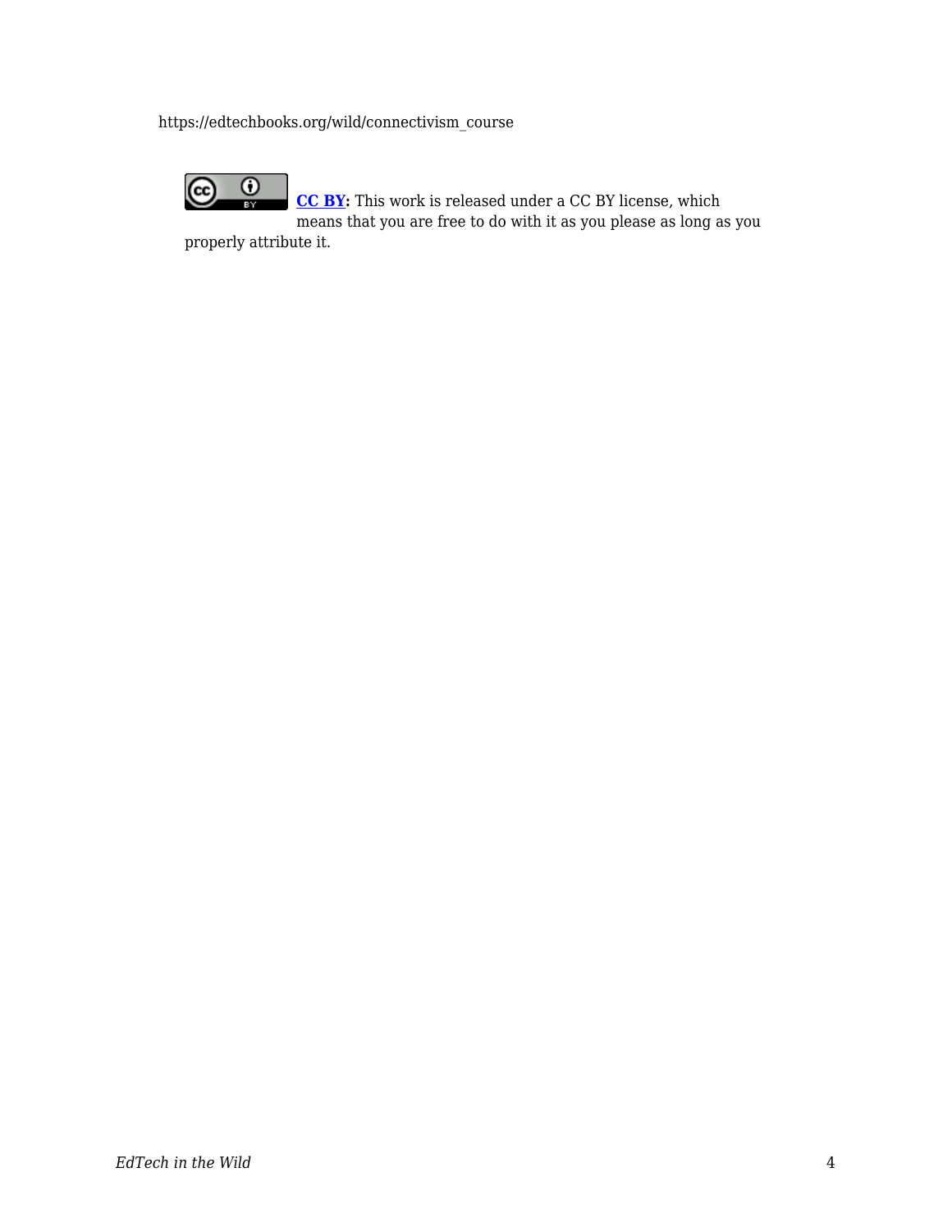https://edtechbooks.org/wild/connectivism_course

**CC BY:** This work is released under a CC BY license, which means that you are free to do with it as you please as long as you properly attribute it.